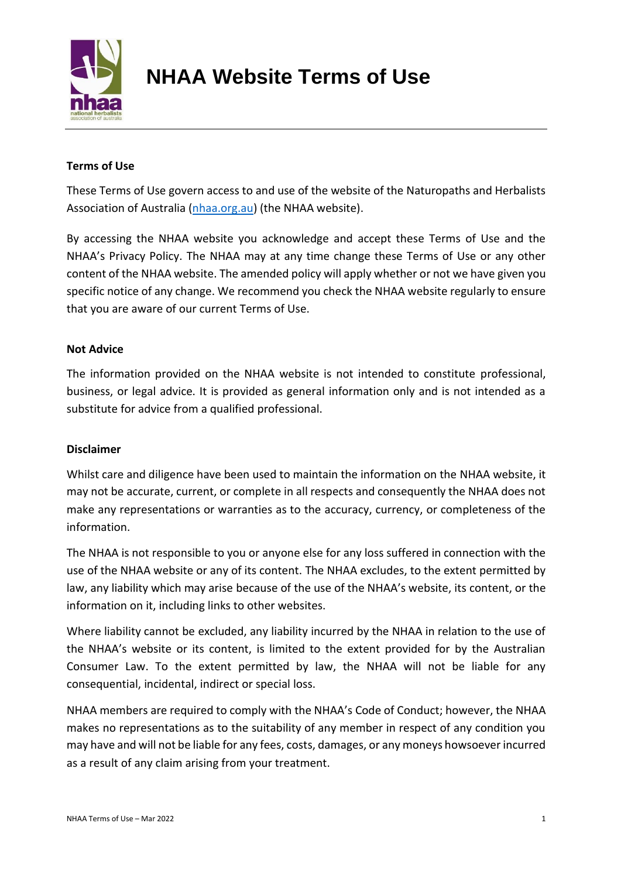# NHAA Website Terms of Use

## Terms of Use

These Terms of Use govern access to and use of the website of the Naturopaths and Herbalists Association of Australia (nhaa.org.au) (the NHAA website).

By accessing the NHAA website you acknowledge and accept these Terms of Use and the NHAA's Privacy Policy. The NHAA may at any time change these Terms of Use or any other content of the NHAA website. The amended policy will apply whether or not we have given you specific notice of any change. We recommend you check the NHAA website regularly to ensure that you are aware of our current Terms of Use.

## Not Advice

The information provided on the NHAA website is not intended to constitute professional, business, or legal advice. It is provided as general information only and is not intended as a substitute for advice from a qualified professional.

## Disclaimer

Whilst care and diligence have been used to maintain the information on the NHAA website, it may not be accurate, current, or complete in all respects and consequently the NHAA does not make any representations or warranties as to the accuracy, currency, or completeness of the information.

The NHAA is not responsible to you or anyone else for any loss suffered in connection with the use of the NHAA website or any of its content. The NHAA excludes, to the extent permitted by law, any liability which may arise because of the use of the NHAA's website, its content, or the information on it, including links to other websites.

Where liability cannot be excluded, any liability incurred by the NHAA in relation to the use of the NHAA's website or its content, is limited to the extent provided for by the Australian Consumer Law. To the extent permitted by law, the NHAA will not be liable for any consequential, incidental, indirect or special loss.

NHAA members are required to comply with the NHAA's Code of Conduct; however, the NHAA makes no representations as to the suitability of any member in respect of any condition you may have and will not be liable for any fees, costs, damages, or any moneys howsoever incurred as a result of any claim arising from your treatment.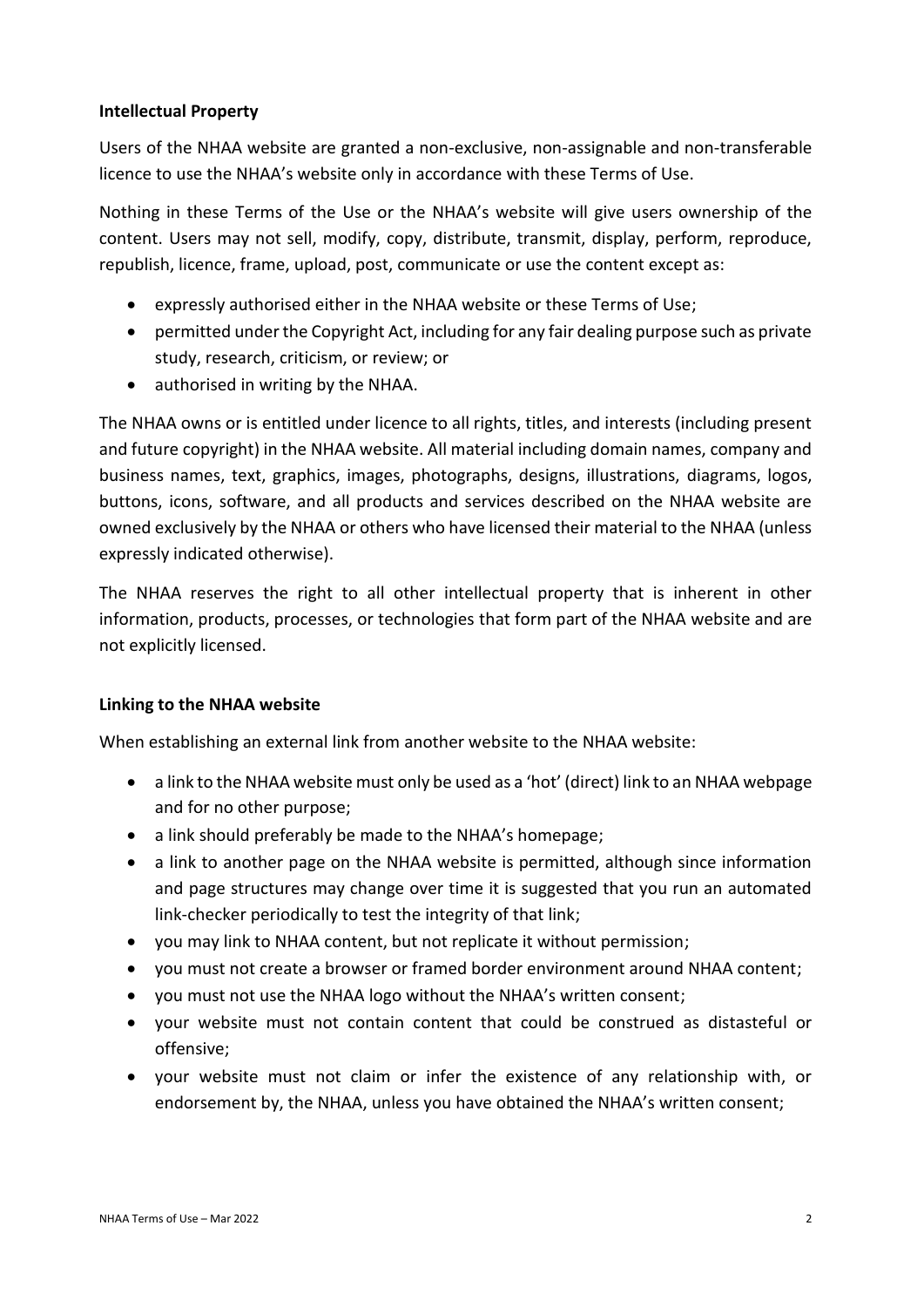**Intellectual Property**

Users of the NHAA website are granted a non-exclusive, non-assignable and non-transferable licence to use the NHAA's website only in accordance with these Terms of Use.

Nothing in these Terms of the Use or the NHAA's website will give users ownership of the content. Users may not sell, modify, copy, distribute, transmit, display, perform, reproduce, republish, licence, frame, upload, post, communicate or use the content except as:

- expressly authorised either in the NHAA website or these Terms of Use;
- permitted under the Copyright Act, including for any fair dealing purpose such as private study, research, criticism, or review; or
- authorised in writing by the NHAA.

The NHAA owns or is entitled under licence to all rights, titles, and interests (including present and future copyright) in the NHAA website. All material including domain names, company and business names, text, graphics, images, photographs, designs, illustrations, diagrams, logos, buttons, icons, software, and all products and services described on the NHAA website are owned exclusively by the NHAA or others who have licensed their material to the NHAA (unless expressly indicated otherwise).

The NHAA reserves the right to all other intellectual property that is inherent in other information, products, processes, or technologies that form part of the NHAA website and are not explicitly licensed.

**Linking to the NHAA website**

When establishing an external link from another website to the NHAA website:

- a link to the NHAA website must only be used as a 'hot' (direct) link to an NHAA webpage and for no other purpose;
- a link should preferably be made to the NHAA's homepage;
- a link to another page on the NHAA website is permitted, although since information and page structures may change over time it is suggested that you run an automated link-checker periodically to test the integrity of that link;
- you may link to NHAA content, but not replicate it without permission;
- you must not create a browser or framed border environment around NHAA content;
- you must not use the NHAA logo without the NHAA's written consent;
- your website must not contain content that could be construed as distasteful or offensive;
- your website must not claim or infer the existence of any relationship with, or endorsement by, the NHAA, unless you have obtained the NHAA's written consent;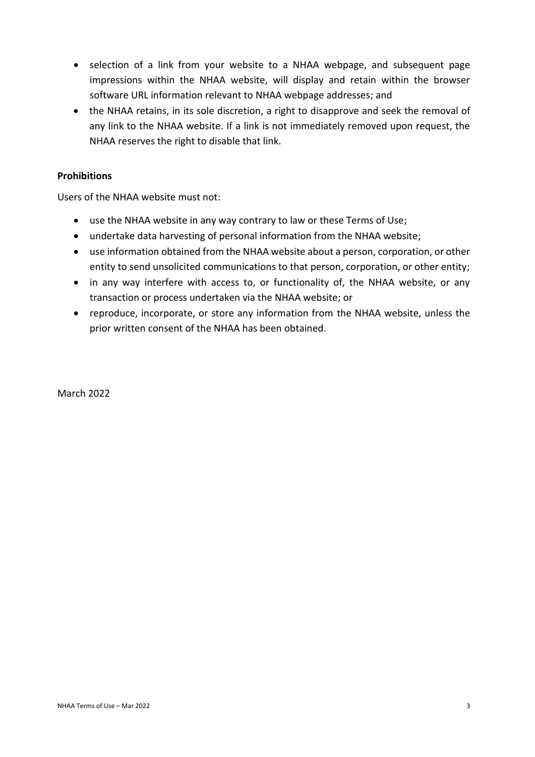- selection of a link from your website to a NHAA webpage, and subsequent page impressions within the NHAA website, will display and retain within the browser software URL information relevant to NHAA webpage addresses; and
- the NHAA retains, in its sole discretion, a right to disapprove and seek the removal of any link to the NHAA website. If a link is not immediately removed upon request, the NHAA reserves the right to disable that link.

**Prohibitions**

Users of the NHAA website must not:

- use the NHAA website in any way contrary to law or these Terms of Use;
- undertake data harvesting of personal information from the NHAA website;
- use information obtained from the NHAA website about a person, corporation, or other entity to send unsolicited communications to that person, corporation, or other entity;
- in any way interfere with access to, or functionality of, the NHAA website, or any transaction or process undertaken via the NHAA website; or
- reproduce, incorporate, or store any information from the NHAA website, unless the prior written consent of the NHAA has been obtained.

March 2022